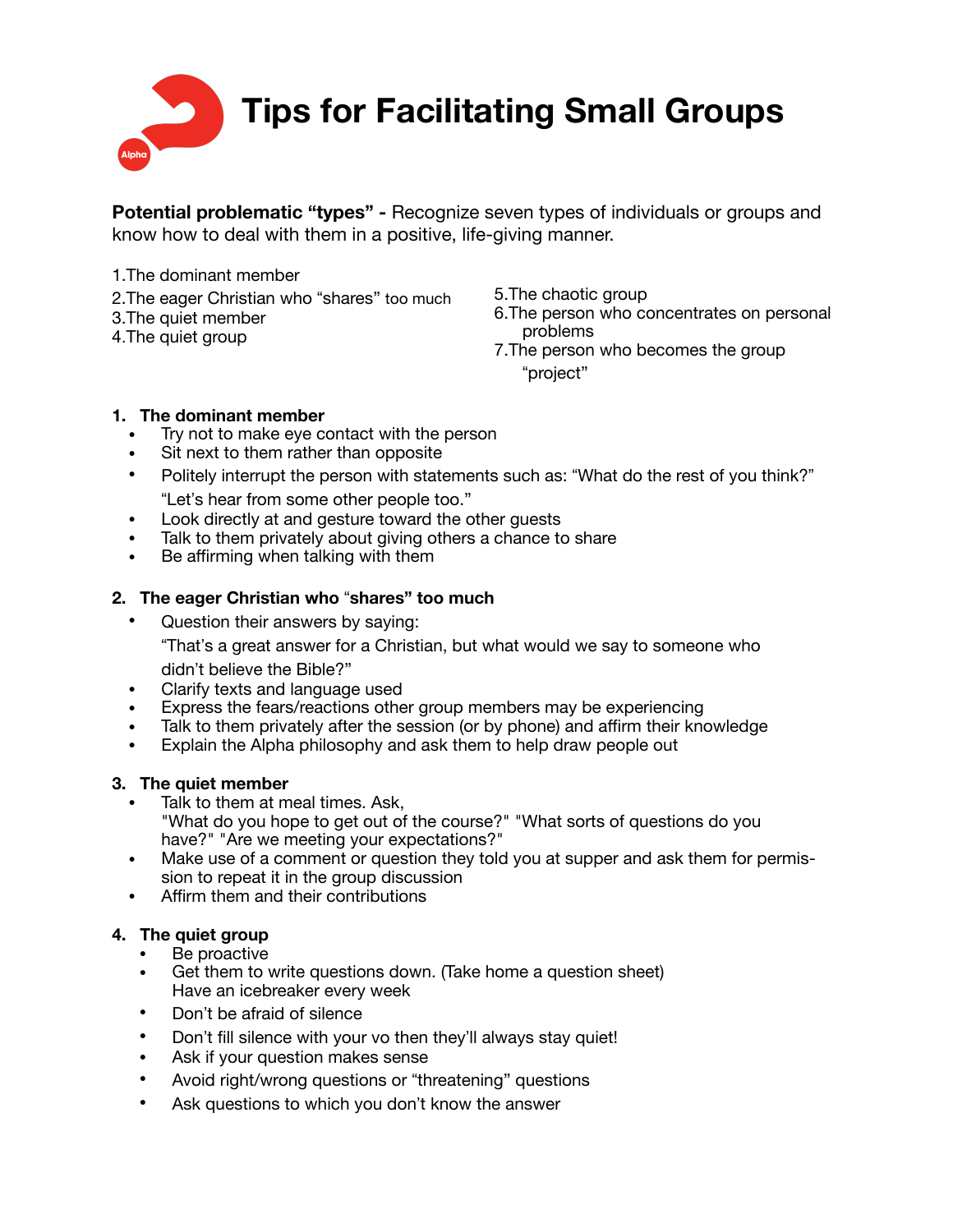# Tips for Facilitating Small Groups

**Potential problematic "types" -** Recognize seven types of individuals or groups and know how to deal with them in a positive, life-giving manner.

1. The dominant member
2. The eager Christian who "shares" too much
3. The quiet member
4. The quiet group
5. The chaotic group
6. The person who concentrates on personal problems
7. The person who becomes the group "project"

**1. The dominant member**

- Try not to make eye contact with the person
- Sit next to them rather than opposite
- Politely interrupt the person with statements such as: "What do the rest of you think?" "Let's hear from some other people too."
- Look directly at and gesture toward the other guests
- Talk to them privately about giving others a chance to share
- Be affirming when talking with them

**2. The eager Christian who "shares" too much**

- Question their answers by saying: "That's a great answer for a Christian, but what would we say to someone who didn't believe the Bible?"
- Clarify texts and language used
- Express the fears/reactions other group members may be experiencing
- Talk to them privately after the session (or by phone) and affirm their knowledge
- Explain the Alpha philosophy and ask them to help draw people out

**3. The quiet member**

- Talk to them at meal times. Ask, "What do you hope to get out of the course?" "What sorts of questions do you have?" "Are we meeting your expectations?"
- Make use of a comment or question they told you at supper and ask them for permission to repeat it in the group discussion
- Affirm them and their contributions

**4. The quiet group**

- Be proactive
- Get them to write questions down. (Take home a question sheet) Have an icebreaker every week
- Don't be afraid of silence
- Don't fill silence with your vo then they'll always stay quiet!
- Ask if your question makes sense
- Avoid right/wrong questions or "threatening" questions
- Ask questions to which you don't know the answer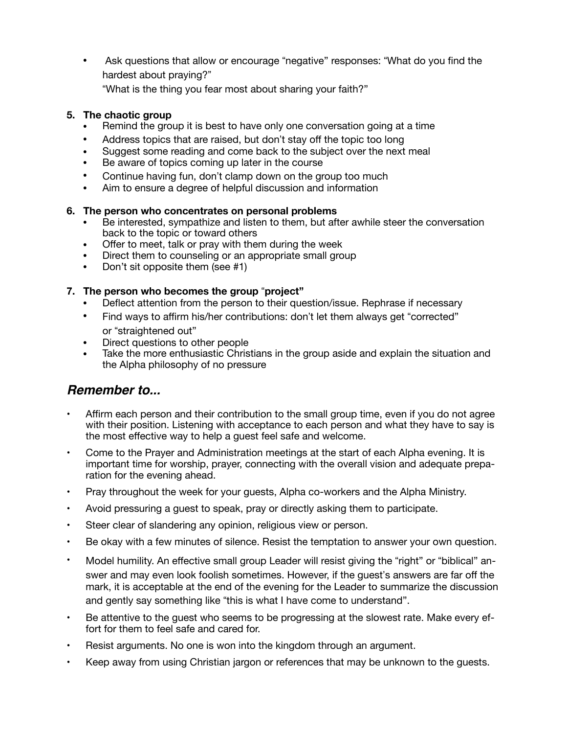- Ask questions that allow or encourage "negative" responses: "What do you find the hardest about praying?"
  "What is the thing you fear most about sharing your faith?"

**5. The chaotic group**

- Remind the group it is best to have only one conversation going at a time
- Address topics that are raised, but don't stay off the topic too long
- Suggest some reading and come back to the subject over the next meal
- Be aware of topics coming up later in the course
- Continue having fun, don't clamp down on the group too much
- Aim to ensure a degree of helpful discussion and information

**6. The person who concentrates on personal problems**

- Be interested, sympathize and listen to them, but after awhile steer the conversation back to the topic or toward others
- Offer to meet, talk or pray with them during the week
- Direct them to counseling or an appropriate small group
- Don't sit opposite them (see #1)

**7. The person who becomes the group "project"**

- Deflect attention from the person to their question/issue. Rephrase if necessary
- Find ways to affirm his/her contributions: don't let them always get "corrected" or "straightened out"
- Direct questions to other people
- Take the more enthusiastic Christians in the group aside and explain the situation and the Alpha philosophy of no pressure

## *Remember to...*

- Affirm each person and their contribution to the small group time, even if you do not agree with their position. Listening with acceptance to each person and what they have to say is the most effective way to help a guest feel safe and welcome.
- Come to the Prayer and Administration meetings at the start of each Alpha evening. It is important time for worship, prayer, connecting with the overall vision and adequate preparation for the evening ahead.
- Pray throughout the week for your guests, Alpha co-workers and the Alpha Ministry.
- Avoid pressuring a guest to speak, pray or directly asking them to participate.
- Steer clear of slandering any opinion, religious view or person.
- Be okay with a few minutes of silence. Resist the temptation to answer your own question.
- Model humility. An effective small group Leader will resist giving the "right" or "biblical" answer and may even look foolish sometimes. However, if the guest's answers are far off the mark, it is acceptable at the end of the evening for the Leader to summarize the discussion and gently say something like "this is what I have come to understand".
- Be attentive to the guest who seems to be progressing at the slowest rate. Make every effort for them to feel safe and cared for.
- Resist arguments. No one is won into the kingdom through an argument.
- Keep away from using Christian jargon or references that may be unknown to the guests.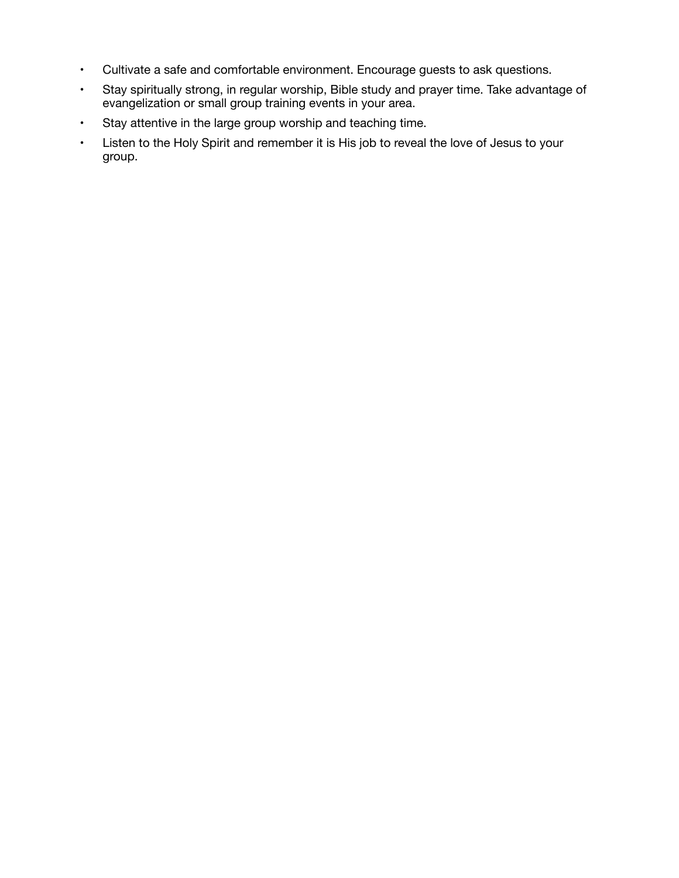- Cultivate a safe and comfortable environment. Encourage guests to ask questions.
- Stay spiritually strong, in regular worship, Bible study and prayer time. Take advantage of evangelization or small group training events in your area.
- Stay attentive in the large group worship and teaching time.
- Listen to the Holy Spirit and remember it is His job to reveal the love of Jesus to your group.